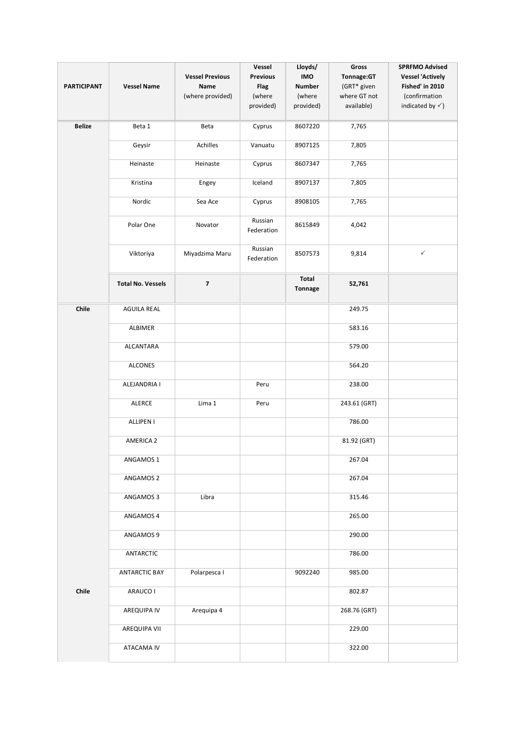| PARTICIPANT | Vessel Name | Vessel Previous Name (where provided) | Vessel Previous Flag (where provided) | Lloyds/ IMO Number (where provided) | Gross Tonnage:GT (GRT* given where GT not available) | SPRFMO Advised Vessel 'Actively Fished' in 2010 (confirmation indicated by ✓) |
|---|---|---|---|---|---|---|
| **Belize** | Beta 1 | Beta | Cyprus | 8607220 | 7,765 | |
| | Geysir | Achilles | Vanuatu | 8907125 | 7,805 | |
| | Heinaste | Heinaste | Cyprus | 8607347 | 7,765 | |
| | Kristina | Engey | Iceland | 8907137 | 7,805 | |
| | Nordic | Sea Ace | Cyprus | 8908105 | 7,765 | |
| | Polar One | Novator | Russian Federation | 8615849 | 4,042 | |
| | Viktoriya | Miyadzima Maru | Russian Federation | 8507573 | 9,814 | ✓ |
| | **Total No. Vessels** | **7** | | **Total Tonnage** | **52,761** | |
| **Chile** | AGUILA REAL | | | | 249.75 | |
| | ALBIMER | | | | 583.16 | |
| | ALCANTARA | | | | 579.00 | |
| | ALCONES | | | | 564.20 | |
| | ALEJANDRIA I | | Peru | | 238.00 | |
| | ALERCE | Lima 1 | Peru | | 243.61 (GRT) | |
| | ALLIPEN I | | | | 786.00 | |
| | AMERICA 2 | | | | 81.92 (GRT) | |
| | ANGAMOS 1 | | | | 267.04 | |
| | ANGAMOS 2 | | | | 267.04 | |
| | ANGAMOS 3 | Libra | | | 315.46 | |
| | ANGAMOS 4 | | | | 265.00 | |
| | ANGAMOS 9 | | | | 290.00 | |
| | ANTARCTIC | | | | 786.00 | |
| | ANTARCTIC BAY | Polarpesca I | | 9092240 | 985.00 | |
| **Chile** | ARAUCO I | | | | 802.87 | |
| | AREQUIPA IV | Arequipa 4 | | | 268.76 (GRT) | |
| | AREQUIPA VII | | | | 229.00 | |
| | ATACAMA IV | | | | 322.00 | |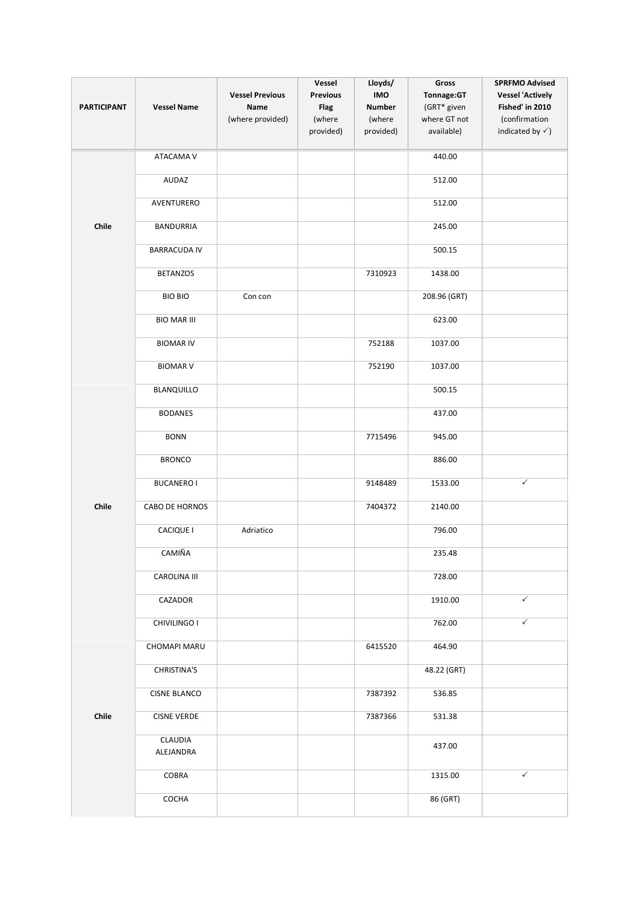| PARTICIPANT | Vessel Name | Vessel Previous Name (where provided) | Vessel Previous Flag (where provided) | Lloyds/ IMO Number (where provided) | Gross Tonnage:GT (GRT* given where GT not available) | SPRFMO Advised Vessel 'Actively Fished' in 2010 (confirmation indicated by ✓) |
|---|---|---|---|---|---|---|
| Chile | ATACAMA V | | | | 440.00 | |
| | AUDAZ | | | | 512.00 | |
| | AVENTURERO | | | | 512.00 | |
| | BANDURRIA | | | | 245.00 | |
| | BARRACUDA IV | | | | 500.15 | |
| | BETANZOS | | | 7310923 | 1438.00 | |
| | BIO BIO | Con con | | | 208.96 (GRT) | |
| | BIO MAR III | | | | 623.00 | |
| | BIOMAR IV | | | 752188 | 1037.00 | |
| | BIOMAR V | | | 752190 | 1037.00 | |
| Chile | BLANQUILLO | | | | 500.15 | |
| | BODANES | | | | 437.00 | |
| | BONN | | | 7715496 | 945.00 | |
| | BRONCO | | | | 886.00 | |
| | BUCANERO I | | | 9148489 | 1533.00 | ✓ |
| | CABO DE HORNOS | | | 7404372 | 2140.00 | |
| | CACIQUE I | Adriatico | | | 796.00 | |
| | CAMIÑA | | | | 235.48 | |
| | CAROLINA III | | | | 728.00 | |
| | CAZADOR | | | | 1910.00 | ✓ |
| | CHIVILINGO I | | | | 762.00 | ✓ |
| Chile | CHOMAPI MARU | | | 6415520 | 464.90 | |
| | CHRISTINA'S | | | | 48.22 (GRT) | |
| | CISNE BLANCO | | | 7387392 | 536.85 | |
| | CISNE VERDE | | | 7387366 | 531.38 | |
| | CLAUDIA ALEJANDRA | | | | 437.00 | |
| | COBRA | | | | 1315.00 | ✓ |
| | COCHA | | | | 86 (GRT) | |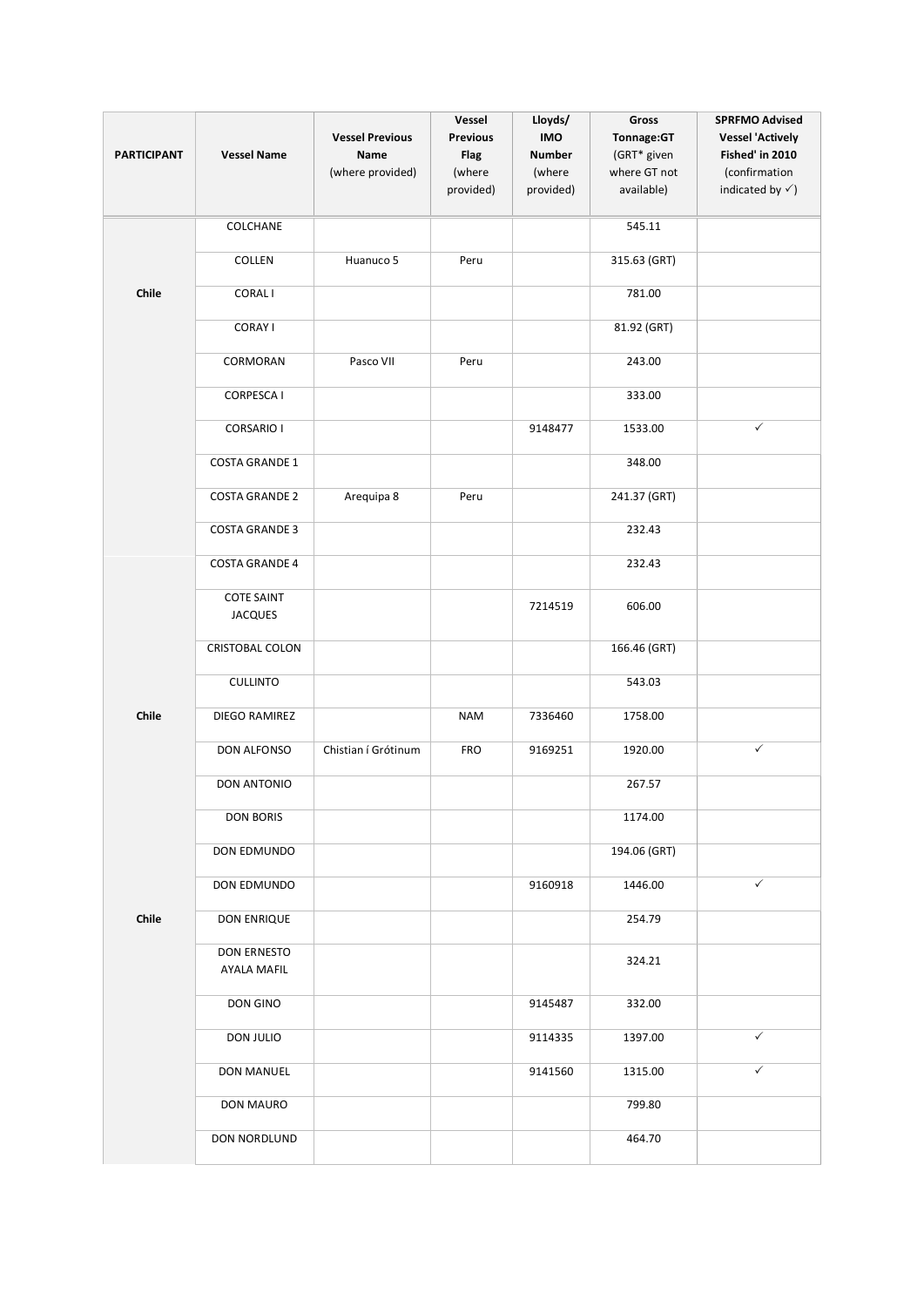| PARTICIPANT | Vessel Name | Vessel Previous Name (where provided) | Vessel Previous Flag (where provided) | Lloyds/ IMO Number (where provided) | Gross Tonnage:GT (GRT* given where GT not available) | SPRFMO Advised Vessel 'Actively Fished' in 2010 (confirmation indicated by ✓) |
|---|---|---|---|---|---|---|
| Chile | COLCHANE | | | | 545.11 | |
| | COLLEN | Huanuco 5 | Peru | | 315.63 (GRT) | |
| | CORAL I | | | | 781.00 | |
| | CORAY I | | | | 81.92 (GRT) | |
| | CORMORAN | Pasco VII | Peru | | 243.00 | |
| | CORPESCA I | | | | 333.00 | |
| | CORSARIO I | | | 9148477 | 1533.00 | ✓ |
| | COSTA GRANDE 1 | | | | 348.00 | |
| | COSTA GRANDE 2 | Arequipa 8 | Peru | | 241.37 (GRT) | |
| | COSTA GRANDE 3 | | | | 232.43 | |
| Chile | COSTA GRANDE 4 | | | | 232.43 | |
| | COTE SAINT JACQUES | | | 7214519 | 606.00 | |
| | CRISTOBAL COLON | | | | 166.46 (GRT) | |
| | CULLINTO | | | | 543.03 | |
| | DIEGO RAMIREZ | | NAM | 7336460 | 1758.00 | |
| | DON ALFONSO | Chistian í Grótinum | FRO | 9169251 | 1920.00 | ✓ |
| | DON ANTONIO | | | | 267.57 | |
| | DON BORIS | | | | 1174.00 | |
| | DON EDMUNDO | | | | 194.06 (GRT) | |
| Chile | DON EDMUNDO | | | 9160918 | 1446.00 | ✓ |
| | DON ENRIQUE | | | | 254.79 | |
| | DON ERNESTO AYALA MAFIL | | | | 324.21 | |
| | DON GINO | | | 9145487 | 332.00 | |
| | DON JULIO | | | 9114335 | 1397.00 | ✓ |
| | DON MANUEL | | | 9141560 | 1315.00 | ✓ |
| | DON MAURO | | | | 799.80 | |
| | DON NORDLUND | | | | 464.70 | |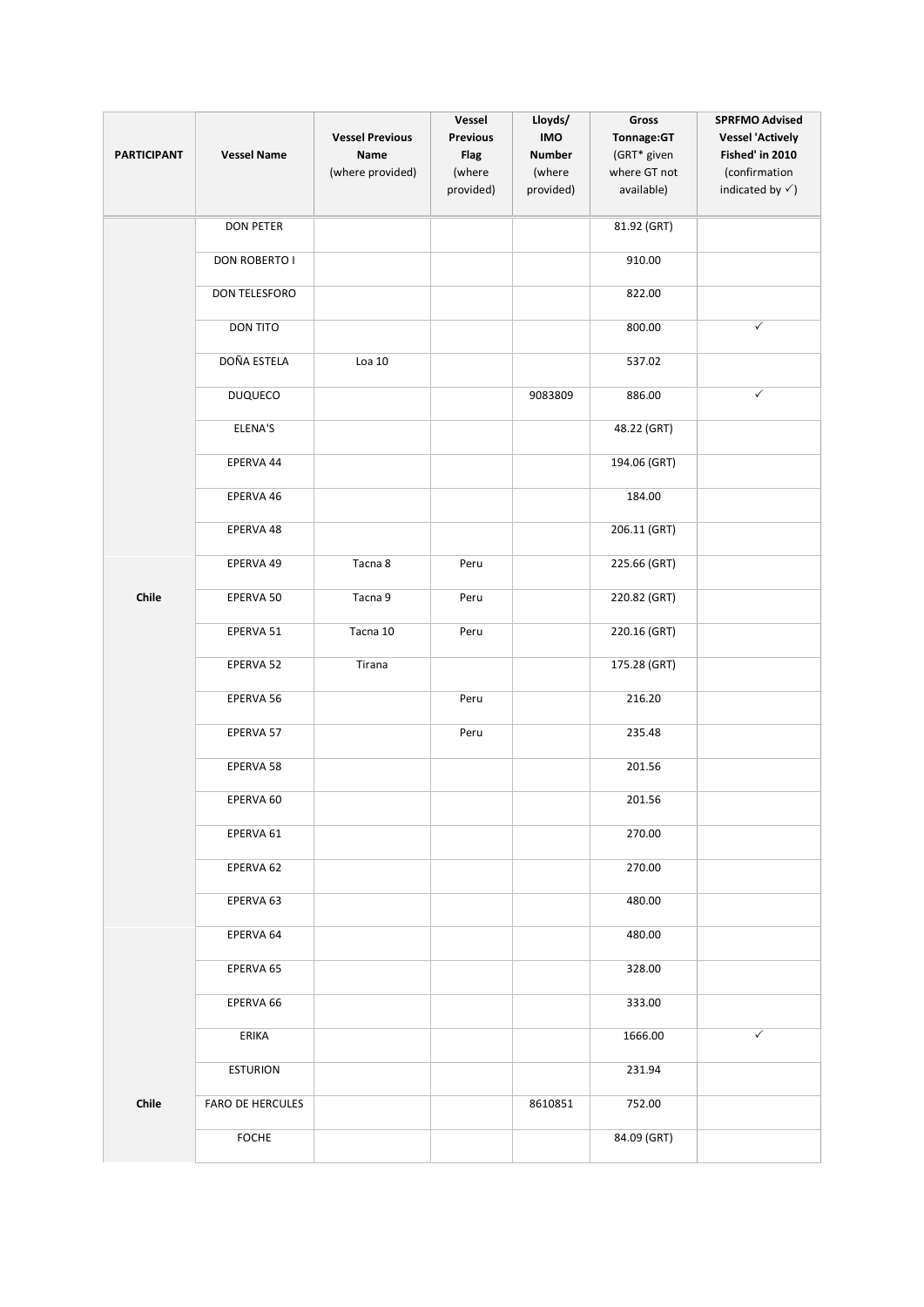| PARTICIPANT | Vessel Name | Vessel Previous Name (where provided) | Vessel Previous Flag (where provided) | Lloyds/ IMO Number (where provided) | Gross Tonnage:GT (GRT* given where GT not available) | SPRFMO Advised Vessel 'Actively Fished' in 2010 (confirmation indicated by ✓) |
|---|---|---|---|---|---|---|
| | DON PETER | | | | 81.92 (GRT) | |
| | DON ROBERTO I | | | | 910.00 | |
| | DON TELESFORO | | | | 822.00 | |
| | DON TITO | | | | 800.00 | ✓ |
| | DOÑA ESTELA | Loa 10 | | | 537.02 | |
| | DUQUECO | | | 9083809 | 886.00 | ✓ |
| | ELENA'S | | | | 48.22 (GRT) | |
| | EPERVA 44 | | | | 194.06 (GRT) | |
| | EPERVA 46 | | | | 184.00 | |
| | EPERVA 48 | | | | 206.11 (GRT) | |
| Chile | EPERVA 49 | Tacna 8 | Peru | | 225.66 (GRT) | |
| | EPERVA 50 | Tacna 9 | Peru | | 220.82 (GRT) | |
| | EPERVA 51 | Tacna 10 | Peru | | 220.16 (GRT) | |
| | EPERVA 52 | Tirana | | | 175.28 (GRT) | |
| | EPERVA 56 | | Peru | | 216.20 | |
| | EPERVA 57 | | Peru | | 235.48 | |
| | EPERVA 58 | | | | 201.56 | |
| | EPERVA 60 | | | | 201.56 | |
| | EPERVA 61 | | | | 270.00 | |
| | EPERVA 62 | | | | 270.00 | |
| | EPERVA 63 | | | | 480.00 | |
| | EPERVA 64 | | | | 480.00 | |
| | EPERVA 65 | | | | 328.00 | |
| | EPERVA 66 | | | | 333.00 | |
| | ERIKA | | | | 1666.00 | ✓ |
| | ESTURION | | | | 231.94 | |
| Chile | FARO DE HERCULES | | | 8610851 | 752.00 | |
| | FOCHE | | | | 84.09 (GRT) | |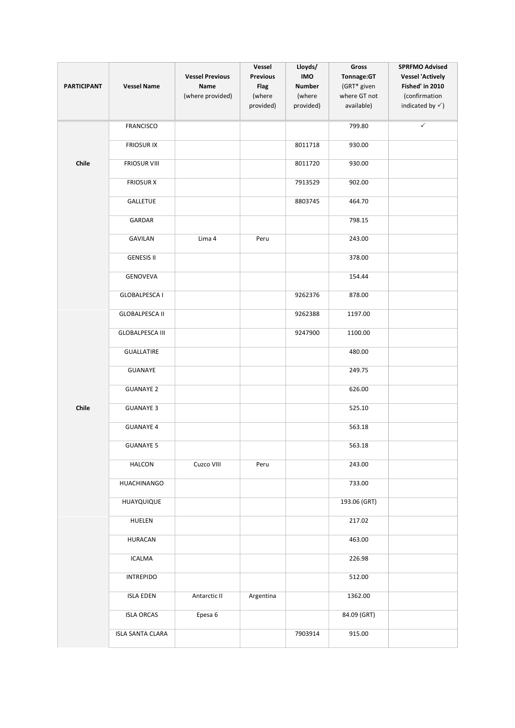| PARTICIPANT | Vessel Name | Vessel Previous Name (where provided) | Vessel Previous Flag (where provided) | Lloyds/ IMO Number (where provided) | Gross Tonnage:GT (GRT* given where GT not available) | SPRFMO Advised Vessel 'Actively Fished' in 2010 (confirmation indicated by ✓) |
|---|---|---|---|---|---|---|
| Chile | FRANCISCO | | | | 799.80 | ✓ |
| | FRIOSUR IX | | | 8011718 | 930.00 | |
| | FRIOSUR VIII | | | 8011720 | 930.00 | |
| | FRIOSUR X | | | 7913529 | 902.00 | |
| | GALLETUE | | | 8803745 | 464.70 | |
| | GARDAR | | | | 798.15 | |
| | GAVILAN | Lima 4 | Peru | | 243.00 | |
| | GENESIS II | | | | 378.00 | |
| | GENOVEVA | | | | 154.44 | |
| | GLOBALPESCA I | | | 9262376 | 878.00 | |
| Chile | GLOBALPESCA II | | | 9262388 | 1197.00 | |
| | GLOBALPESCA III | | | 9247900 | 1100.00 | |
| | GUALLATIRE | | | | 480.00 | |
| | GUANAYE | | | | 249.75 | |
| | GUANAYE 2 | | | | 626.00 | |
| | GUANAYE 3 | | | | 525.10 | |
| | GUANAYE 4 | | | | 563.18 | |
| | GUANAYE 5 | | | | 563.18 | |
| | HALCON | Cuzco VIII | Peru | | 243.00 | |
| | HUACHINANGO | | | | 733.00 | |
| | HUAYQUIQUE | | | | 193.06 (GRT) | |
| | HUELEN | | | | 217.02 | |
| | HURACAN | | | | 463.00 | |
| | ICALMA | | | | 226.98 | |
| | INTREPIDO | | | | 512.00 | |
| | ISLA EDEN | Antarctic II | Argentina | | 1362.00 | |
| | ISLA ORCAS | Epesa 6 | | | 84.09 (GRT) | |
| | ISLA SANTA CLARA | | | 7903914 | 915.00 | |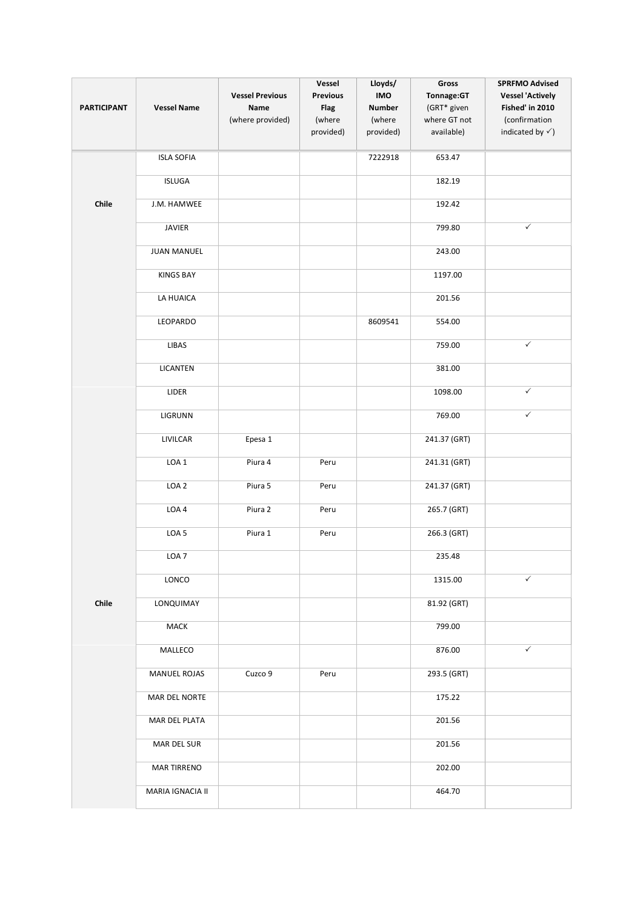| PARTICIPANT | Vessel Name | Vessel Previous Name (where provided) | Vessel Previous Flag (where provided) | Lloyds/ IMO Number (where provided) | Gross Tonnage:GT (GRT* given where GT not available) | SPRFMO Advised Vessel 'Actively Fished' in 2010 (confirmation indicated by ✓) |
|---|---|---|---|---|---|---|
| Chile | ISLA SOFIA | | | 7222918 | 653.47 | |
| | ISLUGA | | | | 182.19 | |
| | J.M. HAMWEE | | | | 192.42 | |
| | JAVIER | | | | 799.80 | ✓ |
| | JUAN MANUEL | | | | 243.00 | |
| | KINGS BAY | | | | 1197.00 | |
| | LA HUAICA | | | | 201.56 | |
| | LEOPARDO | | | 8609541 | 554.00 | |
| | LIBAS | | | | 759.00 | ✓ |
| | LICANTEN | | | | 381.00 | |
| Chile | LIDER | | | | 1098.00 | ✓ |
| | LIGRUNN | | | | 769.00 | ✓ |
| | LIVILCAR | Epesa 1 | | | 241.37 (GRT) | |
| | LOA 1 | Piura 4 | Peru | | 241.31 (GRT) | |
| | LOA 2 | Piura 5 | Peru | | 241.37 (GRT) | |
| | LOA 4 | Piura 2 | Peru | | 265.7 (GRT) | |
| | LOA 5 | Piura 1 | Peru | | 266.3 (GRT) | |
| | LOA 7 | | | | 235.48 | |
| | LONCO | | | | 1315.00 | ✓ |
| | LONQUIMAY | | | | 81.92 (GRT) | |
| | MACK | | | | 799.00 | |
| | MALLECO | | | | 876.00 | ✓ |
| | MANUEL ROJAS | Cuzco 9 | Peru | | 293.5 (GRT) | |
| | MAR DEL NORTE | | | | 175.22 | |
| | MAR DEL PLATA | | | | 201.56 | |
| | MAR DEL SUR | | | | 201.56 | |
| | MAR TIRRENO | | | | 202.00 | |
| | MARIA IGNACIA II | | | | 464.70 | |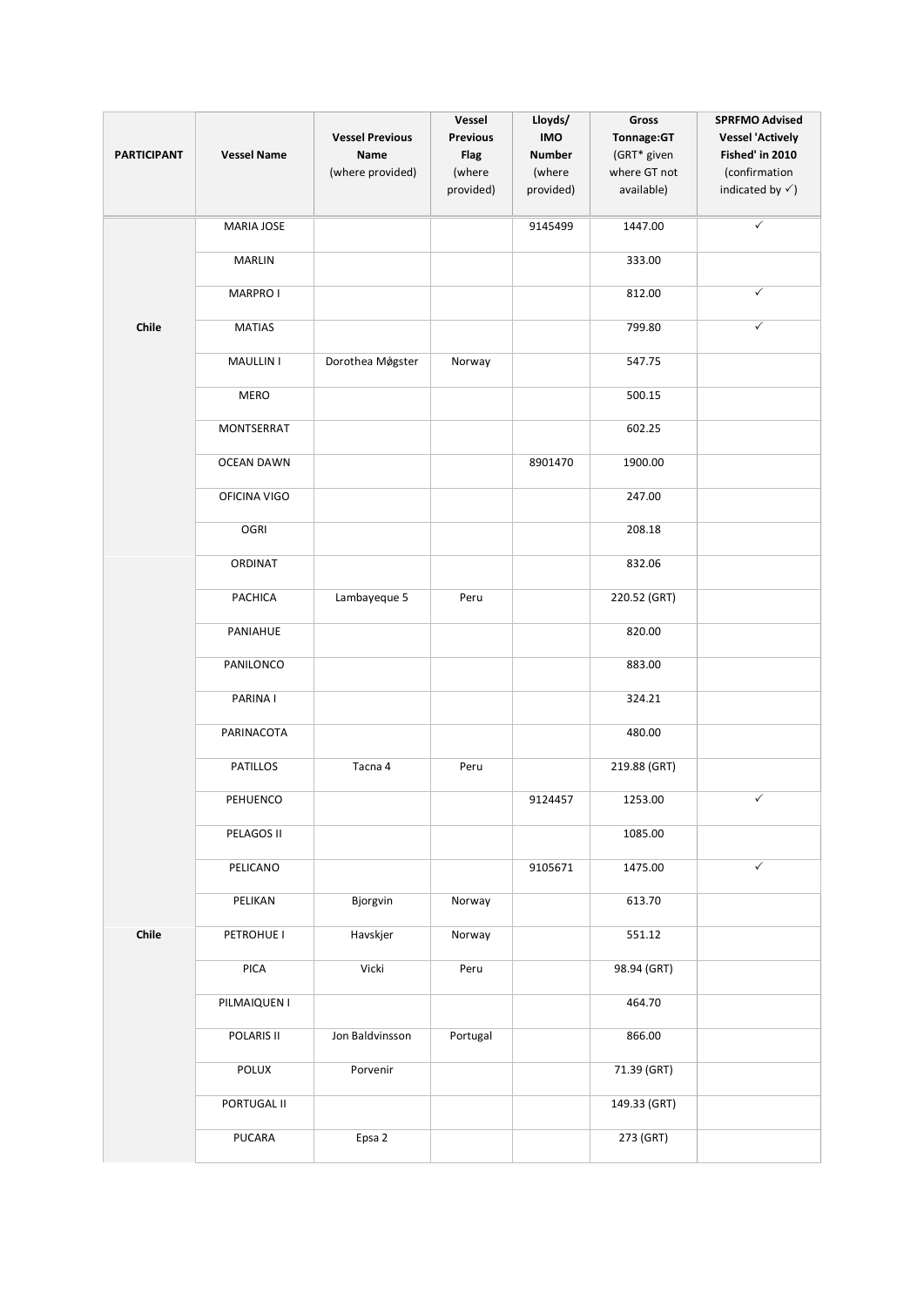| PARTICIPANT | Vessel Name | Vessel Previous Name (where provided) | Vessel Previous Flag (where provided) | Lloyds/ IMO Number (where provided) | Gross Tonnage:GT (GRT* given where GT not available) | SPRFMO Advised Vessel 'Actively Fished' in 2010 (confirmation indicated by ✓) |
| --- | --- | --- | --- | --- | --- | --- |
| Chile | MARIA JOSE | | | 9145499 | 1447.00 | ✓ |
| | MARLIN | | | | 333.00 | |
| | MARPRO I | | | | 812.00 | ✓ |
| | MATIAS | | | | 799.80 | ✓ |
| | MAULLIN I | Dorothea Møgster | Norway | | 547.75 | |
| | MERO | | | | 500.15 | |
| | MONTSERRAT | | | | 602.25 | |
| | OCEAN DAWN | | | 8901470 | 1900.00 | |
| | OFICINA VIGO | | | | 247.00 | |
| | OGRI | | | | 208.18 | |
| Chile | ORDINAT | | | | 832.06 | |
| | PACHICA | Lambayeque 5 | Peru | | 220.52 (GRT) | |
| | PANIAHUE | | | | 820.00 | |
| | PANILONCO | | | | 883.00 | |
| | PARINA I | | | | 324.21 | |
| | PARINACOTA | | | | 480.00 | |
| | PATILLOS | Tacna 4 | Peru | | 219.88 (GRT) | |
| | PEHUENCO | | | 9124457 | 1253.00 | ✓ |
| | PELAGOS II | | | | 1085.00 | |
| | PELICANO | | | 9105671 | 1475.00 | ✓ |
| | PELIKAN | Bjorgvin | Norway | | 613.70 | |
| | PETROHUE I | Havskjer | Norway | | 551.12 | |
| | PICA | Vicki | Peru | | 98.94 (GRT) | |
| | PILMAIQUEN I | | | | 464.70 | |
| | POLARIS II | Jon Baldvinsson | Portugal | | 866.00 | |
| | POLUX | Porvenir | | | 71.39 (GRT) | |
| | PORTUGAL II | | | | 149.33 (GRT) | |
| | PUCARA | Epsa 2 | | | 273 (GRT) | |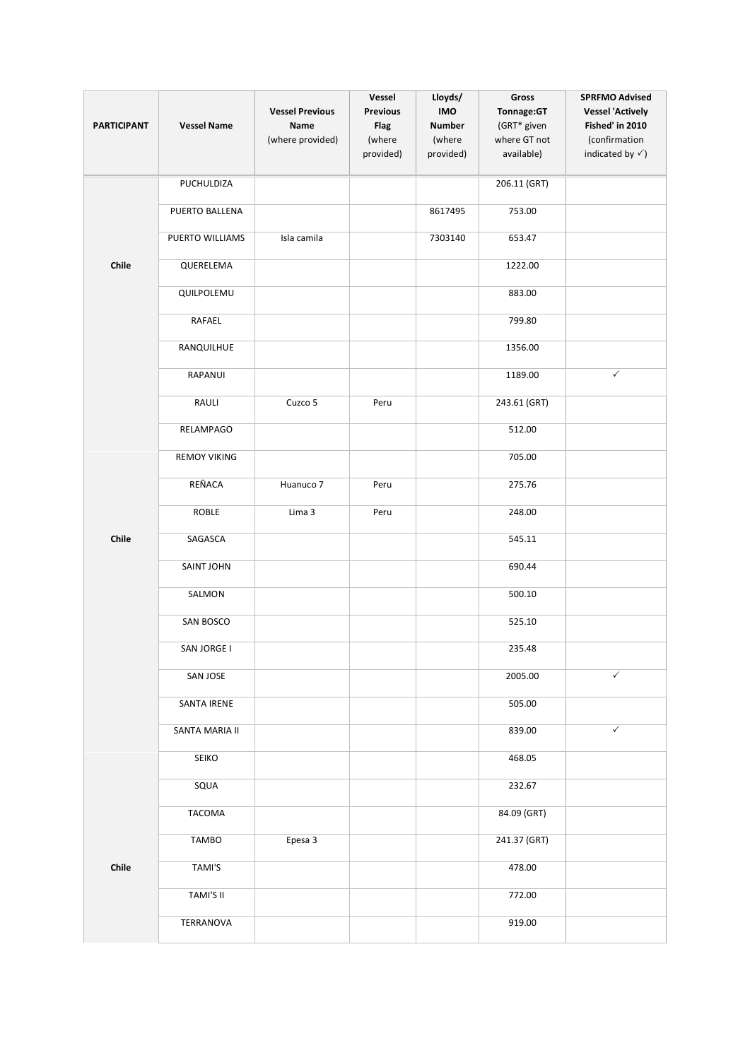| PARTICIPANT | Vessel Name | Vessel Previous Name (where provided) | Vessel Previous Flag (where provided) | Lloyds/ IMO Number (where provided) | Gross Tonnage:GT (GRT* given where GT not available) | SPRFMO Advised Vessel 'Actively Fished' in 2010 (confirmation indicated by ✓) |
|---|---|---|---|---|---|---|
| Chile | PUCHULDIZA | | | | 206.11 (GRT) | |
| | PUERTO BALLENA | | | 8617495 | 753.00 | |
| | PUERTO WILLIAMS | Isla camila | | 7303140 | 653.47 | |
| | QUERELEMA | | | | 1222.00 | |
| | QUILPOLEMU | | | | 883.00 | |
| | RAFAEL | | | | 799.80 | |
| | RANQUILHUE | | | | 1356.00 | |
| | RAPANUI | | | | 1189.00 | ✓ |
| | RAULI | Cuzco 5 | Peru | | 243.61 (GRT) | |
| | RELAMPAGO | | | | 512.00 | |
| Chile | REMOY VIKING | | | | 705.00 | |
| | REÑACA | Huanuco 7 | Peru | | 275.76 | |
| | ROBLE | Lima 3 | Peru | | 248.00 | |
| | SAGASCA | | | | 545.11 | |
| | SAINT JOHN | | | | 690.44 | |
| | SALMON | | | | 500.10 | |
| | SAN BOSCO | | | | 525.10 | |
| | SAN JORGE I | | | | 235.48 | |
| | SAN JOSE | | | | 2005.00 | ✓ |
| | SANTA IRENE | | | | 505.00 | |
| | SANTA MARIA II | | | | 839.00 | ✓ |
| Chile | SEIKO | | | | 468.05 | |
| | SQUA | | | | 232.67 | |
| | TACOMA | | | | 84.09 (GRT) | |
| | TAMBO | Epesa 3 | | | 241.37 (GRT) | |
| | TAMI'S | | | | 478.00 | |
| | TAMI'S II | | | | 772.00 | |
| | TERRANOVA | | | | 919.00 | |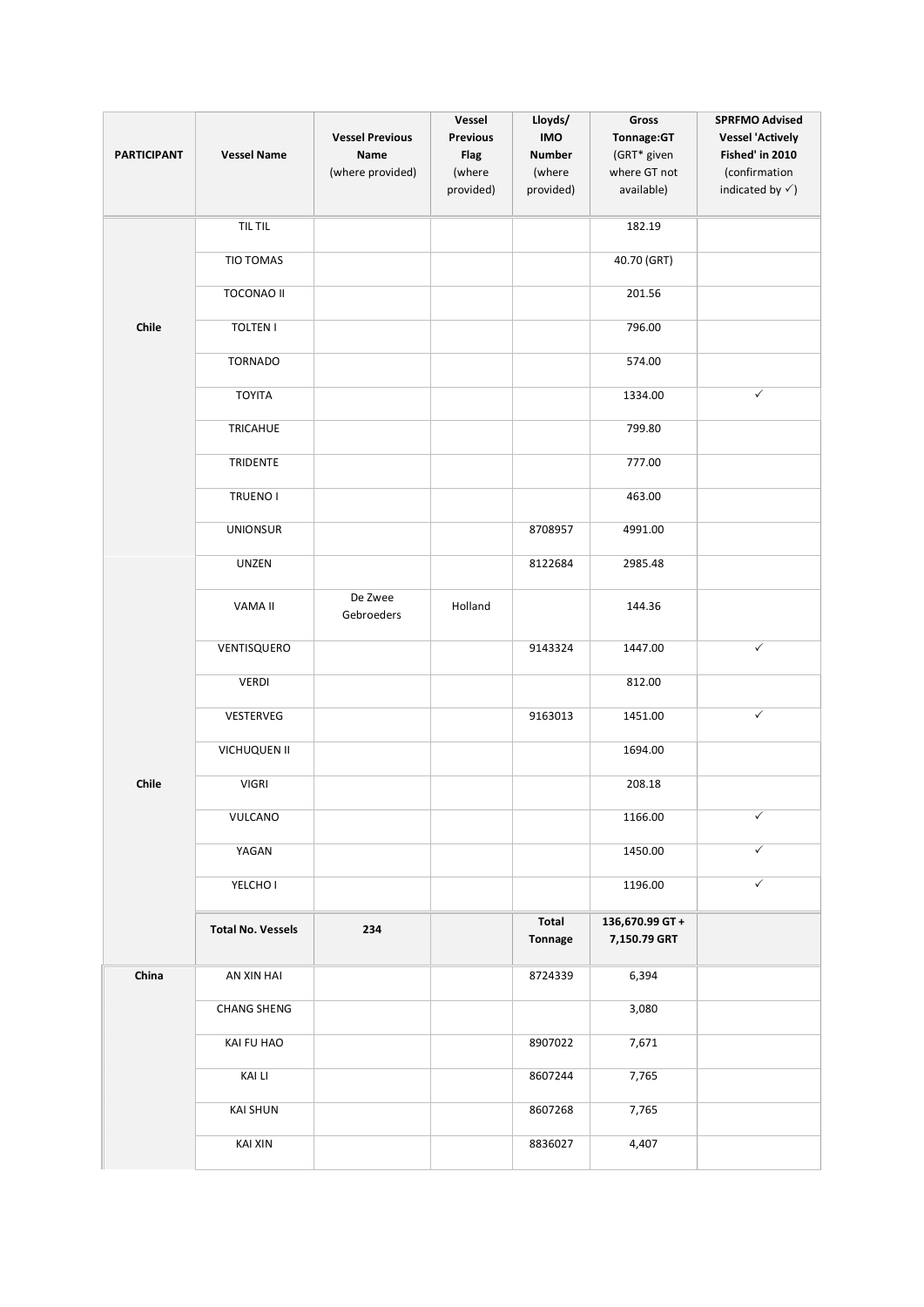| PARTICIPANT | Vessel Name | Vessel Previous Name (where provided) | Vessel Previous Flag (where provided) | Lloyds/ IMO Number (where provided) | Gross Tonnage:GT (GRT* given where GT not available) | SPRFMO Advised Vessel 'Actively Fished' in 2010 (confirmation indicated by ✓) |
|---|---|---|---|---|---|---|
| Chile | TIL TIL | | | | 182.19 | |
| | TIO TOMAS | | | | 40.70 (GRT) | |
| | TOCONAO II | | | | 201.56 | |
| | TOLTEN I | | | | 796.00 | |
| | TORNADO | | | | 574.00 | |
| | TOYITA | | | | 1334.00 | ✓ |
| | TRICAHUE | | | | 799.80 | |
| | TRIDENTE | | | | 777.00 | |
| | TRUENO I | | | | 463.00 | |
| | UNIONSUR | | | 8708957 | 4991.00 | |
| Chile | UNZEN | | | 8122684 | 2985.48 | |
| | VAMA II | De Zwee Gebroeders | Holland | | 144.36 | |
| | VENTISQUERO | | | 9143324 | 1447.00 | ✓ |
| | VERDI | | | | 812.00 | |
| | VESTERVEG | | | 9163013 | 1451.00 | ✓ |
| | VICHUQUEN II | | | | 1694.00 | |
| | VIGRI | | | | 208.18 | |
| | VULCANO | | | | 1166.00 | ✓ |
| | YAGAN | | | | 1450.00 | ✓ |
| | YELCHO I | | | | 1196.00 | ✓ |
| | **Total No. Vessels** | **234** | | **Total Tonnage** | **136,670.99 GT + 7,150.79 GRT** | |
| China | AN XIN HAI | | | 8724339 | 6,394 | |
| | CHANG SHENG | | | | 3,080 | |
| | KAI FU HAO | | | 8907022 | 7,671 | |
| | KAI LI | | | 8607244 | 7,765 | |
| | KAI SHUN | | | 8607268 | 7,765 | |
| | KAI XIN | | | 8836027 | 4,407 | |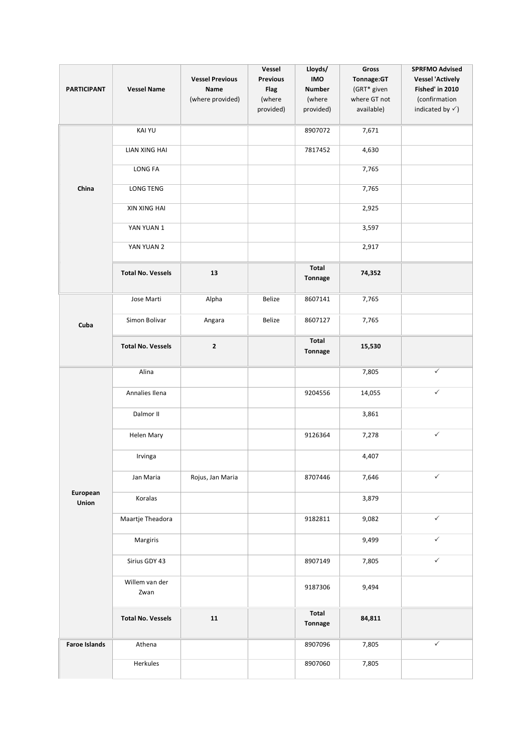| PARTICIPANT | Vessel Name | Vessel Previous Name (where provided) | Vessel Previous Flag (where provided) | Lloyds/ IMO Number (where provided) | Gross Tonnage:GT (GRT* given where GT not available) | SPRFMO Advised Vessel 'Actively Fished' in 2010 (confirmation indicated by ✓) |
|---|---|---|---|---|---|---|
| China | KAI YU | | | 8907072 | 7,671 | |
| | LIAN XING HAI | | | 7817452 | 4,630 | |
| | LONG FA | | | | 7,765 | |
| | LONG TENG | | | | 7,765 | |
| | XIN XING HAI | | | | 2,925 | |
| | YAN YUAN 1 | | | | 3,597 | |
| | YAN YUAN 2 | | | | 2,917 | |
| | **Total No. Vessels** | **13** | | **Total Tonnage** | **74,352** | |
| Cuba | Jose Marti | Alpha | Belize | 8607141 | 7,765 | |
| | Simon Bolivar | Angara | Belize | 8607127 | 7,765 | |
| | **Total No. Vessels** | **2** | | **Total Tonnage** | **15,530** | |
| European Union | Alina | | | | 7,805 | ✓ |
| | Annalies Ilena | | | 9204556 | 14,055 | ✓ |
| | Dalmor II | | | | 3,861 | |
| | Helen Mary | | | 9126364 | 7,278 | ✓ |
| | Irvinga | | | | 4,407 | |
| | Jan Maria | Rojus, Jan Maria | | 8707446 | 7,646 | ✓ |
| | Koralas | | | | 3,879 | |
| | Maartje Theadora | | | 9182811 | 9,082 | ✓ |
| | Margiris | | | | 9,499 | ✓ |
| | Sirius GDY 43 | | | 8907149 | 7,805 | ✓ |
| | Willem van der Zwan | | | 9187306 | 9,494 | |
| | **Total No. Vessels** | **11** | | **Total Tonnage** | **84,811** | |
| **Faroe Islands** | Athena | | | 8907096 | 7,805 | ✓ |
| | Herkules | | | 8907060 | 7,805 | |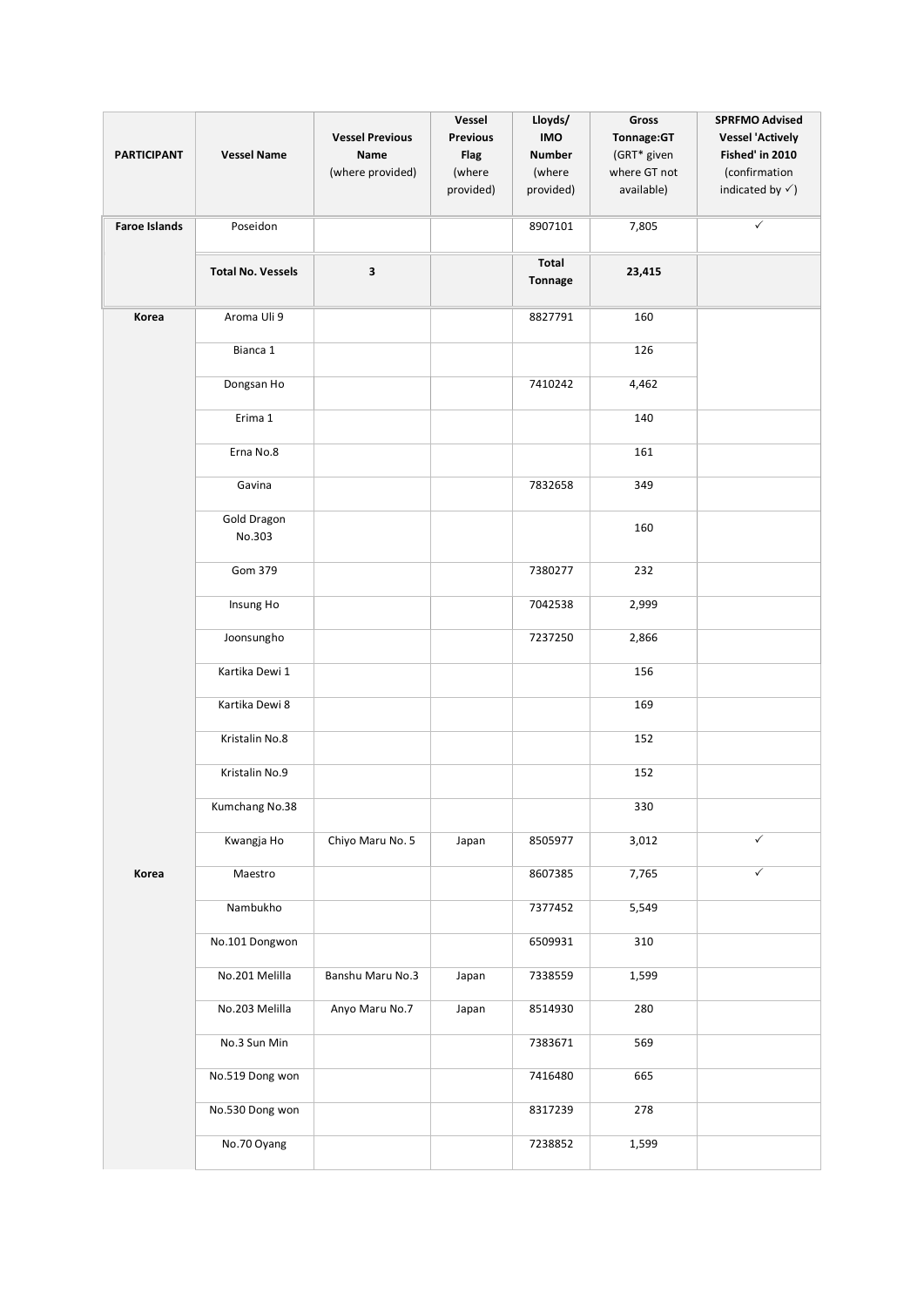| PARTICIPANT | Vessel Name | Vessel Previous Name (where provided) | Vessel Previous Flag (where provided) | Lloyds/ IMO Number (where provided) | Gross Tonnage:GT (GRT* given where GT not available) | SPRFMO Advised Vessel 'Actively Fished' in 2010 (confirmation indicated by ✓) |
|---|---|---|---|---|---|---|
| Faroe Islands | Poseidon | | | 8907101 | 7,805 | ✓ |
| | **Total No. Vessels** | **3** | | **Total Tonnage** | **23,415** | |
| Korea | Aroma Uli 9 | | | 8827791 | 160 | |
| | Bianca 1 | | | | 126 | |
| | Dongsan Ho | | | 7410242 | 4,462 | |
| | Erima 1 | | | | 140 | |
| | Erna No.8 | | | | 161 | |
| | Gavina | | | 7832658 | 349 | |
| | Gold Dragon No.303 | | | | 160 | |
| | Gom 379 | | | 7380277 | 232 | |
| | Insung Ho | | | 7042538 | 2,999 | |
| | Joonsungho | | | 7237250 | 2,866 | |
| | Kartika Dewi 1 | | | | 156 | |
| | Kartika Dewi 8 | | | | 169 | |
| | Kristalin No.8 | | | | 152 | |
| | Kristalin No.9 | | | | 152 | |
| | Kumchang No.38 | | | | 330 | |
| | Kwangja Ho | Chiyo Maru No. 5 | Japan | 8505977 | 3,012 | ✓ |
| Korea | Maestro | | | 8607385 | 7,765 | ✓ |
| | Nambukho | | | 7377452 | 5,549 | |
| | No.101 Dongwon | | | 6509931 | 310 | |
| | No.201 Melilla | Banshu Maru No.3 | Japan | 7338559 | 1,599 | |
| | No.203 Melilla | Anyo Maru No.7 | Japan | 8514930 | 280 | |
| | No.3 Sun Min | | | 7383671 | 569 | |
| | No.519 Dong won | | | 7416480 | 665 | |
| | No.530 Dong won | | | 8317239 | 278 | |
| | No.70 Oyang | | | 7238852 | 1,599 | |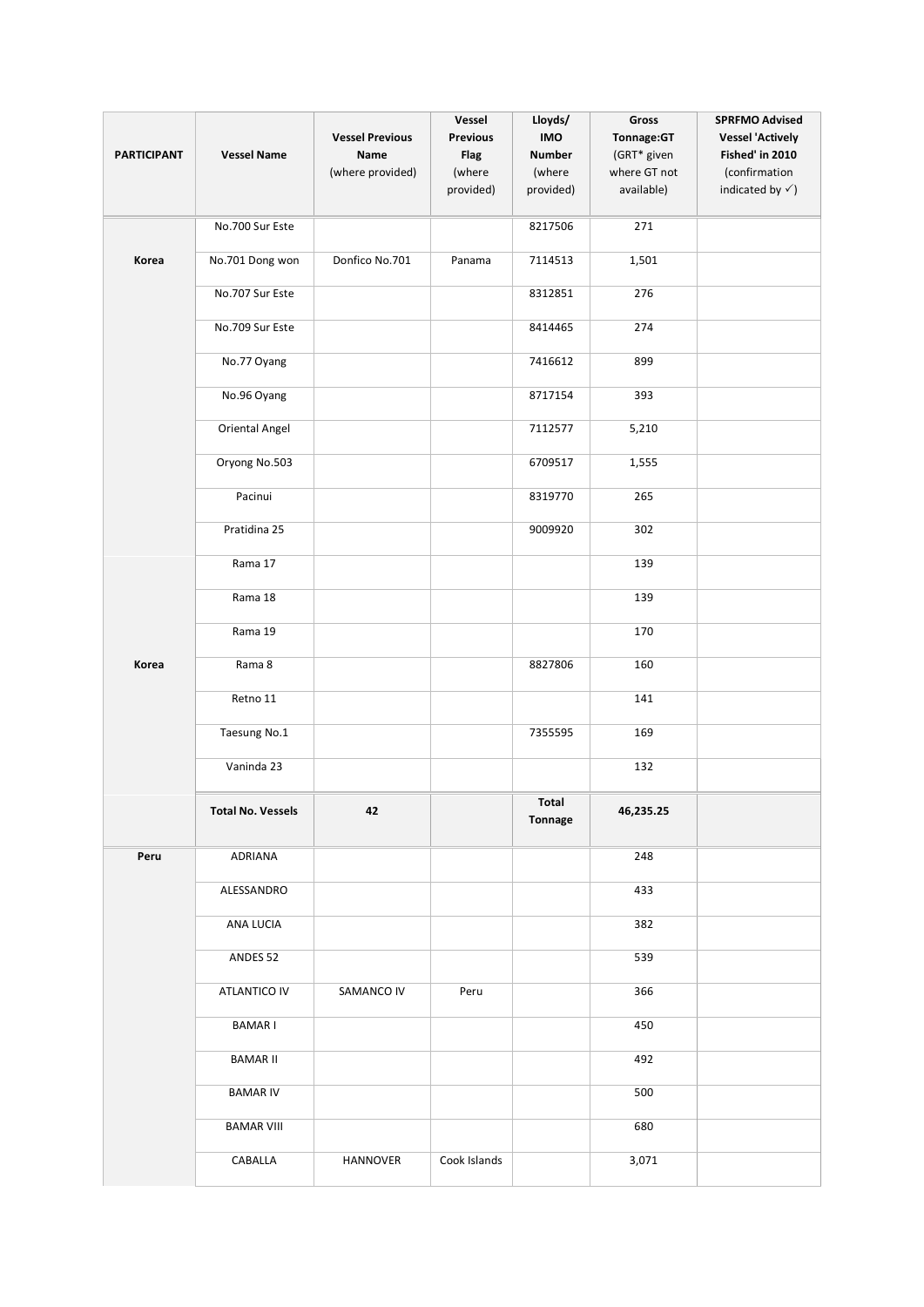| PARTICIPANT | Vessel Name | Vessel Previous Name (where provided) | Vessel Previous Flag (where provided) | Lloyds/ IMO Number (where provided) | Gross Tonnage:GT (GRT* given where GT not available) | SPRFMO Advised Vessel 'Actively Fished' in 2010 (confirmation indicated by ✓) |
|---|---|---|---|---|---|---|
| Korea | No.700 Sur Este | | | 8217506 | 271 | |
| | No.701 Dong won | Donfico No.701 | Panama | 7114513 | 1,501 | |
| | No.707 Sur Este | | | 8312851 | 276 | |
| | No.709 Sur Este | | | 8414465 | 274 | |
| | No.77 Oyang | | | 7416612 | 899 | |
| | No.96 Oyang | | | 8717154 | 393 | |
| | Oriental Angel | | | 7112577 | 5,210 | |
| | Oryong No.503 | | | 6709517 | 1,555 | |
| | Pacinui | | | 8319770 | 265 | |
| | Pratidina 25 | | | 9009920 | 302 | |
| Korea | Rama 17 | | | | 139 | |
| | Rama 18 | | | | 139 | |
| | Rama 19 | | | | 170 | |
| | Rama 8 | | | 8827806 | 160 | |
| | Retno 11 | | | | 141 | |
| | Taesung No.1 | | | 7355595 | 169 | |
| | Vaninda 23 | | | | 132 | |
| | **Total No. Vessels** | **42** | | **Total Tonnage** | **46,235.25** | |
| Peru | ADRIANA | | | | 248 | |
| | ALESSANDRO | | | | 433 | |
| | ANA LUCIA | | | | 382 | |
| | ANDES 52 | | | | 539 | |
| | ATLANTICO IV | SAMANCO IV | Peru | | 366 | |
| | BAMAR I | | | | 450 | |
| | BAMAR II | | | | 492 | |
| | BAMAR IV | | | | 500 | |
| | BAMAR VIII | | | | 680 | |
| | CABALLA | HANNOVER | Cook Islands | | 3,071 | |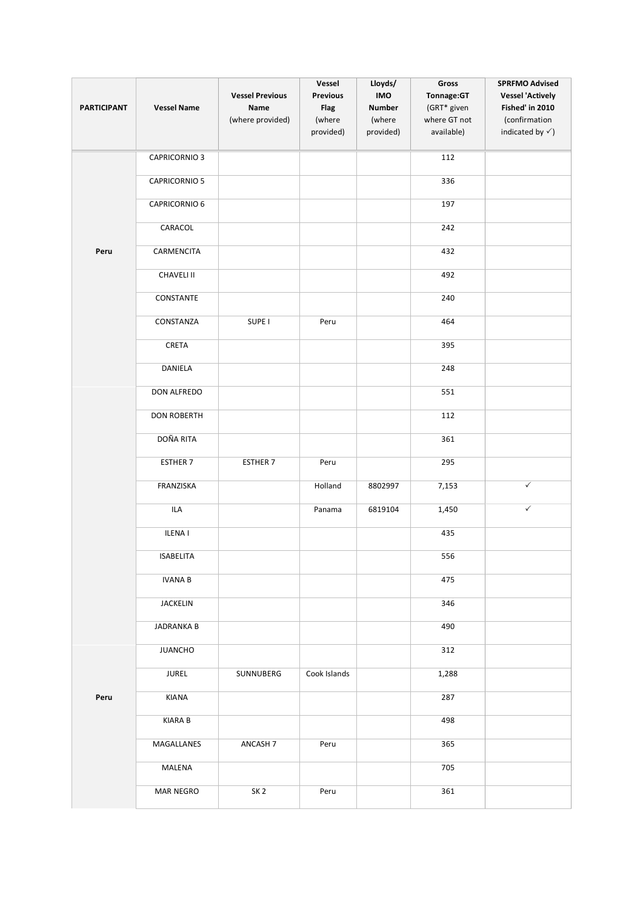| PARTICIPANT | Vessel Name | Vessel Previous Name (where provided) | Vessel Previous Flag (where provided) | Lloyds/ IMO Number (where provided) | Gross Tonnage:GT (GRT* given where GT not available) | SPRFMO Advised Vessel 'Actively Fished' in 2010 (confirmation indicated by ✓) |
|---|---|---|---|---|---|---|
| Peru | CAPRICORNIO 3 | | | | 112 | |
| | CAPRICORNIO 5 | | | | 336 | |
| | CAPRICORNIO 6 | | | | 197 | |
| | CARACOL | | | | 242 | |
| | CARMENCITA | | | | 432 | |
| | CHAVELI II | | | | 492 | |
| | CONSTANTE | | | | 240 | |
| | CONSTANZA | SUPE I | Peru | | 464 | |
| | CRETA | | | | 395 | |
| | DANIELA | | | | 248 | |
| | DON ALFREDO | | | | 551 | |
| | DON ROBERTH | | | | 112 | |
| | DOÑA RITA | | | | 361 | |
| | ESTHER 7 | ESTHER 7 | Peru | | 295 | |
| | FRANZISKA | | Holland | 8802997 | 7,153 | ✓ |
| | ILA | | Panama | 6819104 | 1,450 | ✓ |
| | ILENA I | | | | 435 | |
| | ISABELITA | | | | 556 | |
| | IVANA B | | | | 475 | |
| | JACKELIN | | | | 346 | |
| | JADRANKA B | | | | 490 | |
| Peru | JUANCHO | | | | 312 | |
| | JUREL | SUNNUBERG | Cook Islands | | 1,288 | |
| | KIANA | | | | 287 | |
| | KIARA B | | | | 498 | |
| | MAGALLANES | ANCASH 7 | Peru | | 365 | |
| | MALENA | | | | 705 | |
| | MAR NEGRO | SK 2 | Peru | | 361 | |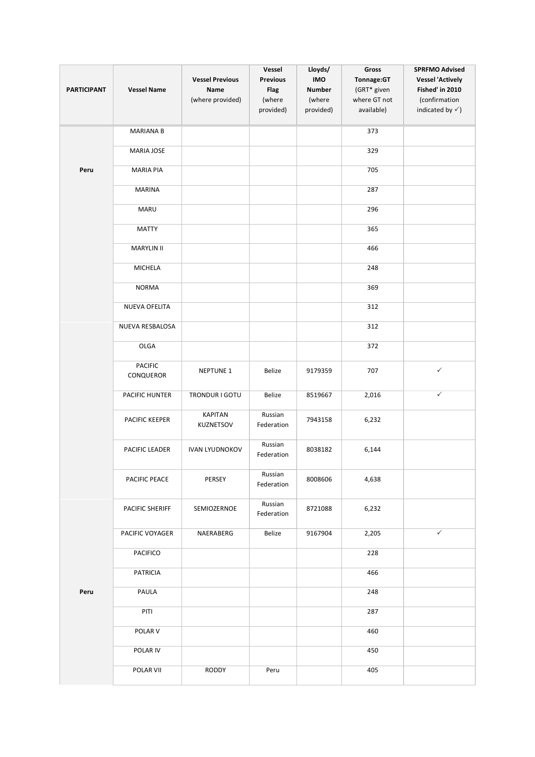| PARTICIPANT | Vessel Name | Vessel Previous Name (where provided) | Vessel Previous Flag (where provided) | Lloyds/ IMO Number (where provided) | Gross Tonnage:GT (GRT* given where GT not available) | SPRFMO Advised Vessel 'Actively Fished' in 2010 (confirmation indicated by ✓) |
|---|---|---|---|---|---|---|
| Peru | MARIANA B | | | | 373 | |
| | MARIA JOSE | | | | 329 | |
| | MARIA PIA | | | | 705 | |
| | MARINA | | | | 287 | |
| | MARU | | | | 296 | |
| | MATTY | | | | 365 | |
| | MARYLIN II | | | | 466 | |
| | MICHELA | | | | 248 | |
| | NORMA | | | | 369 | |
| | NUEVA OFELITA | | | | 312 | |
| | NUEVA RESBALOSA | | | | 312 | |
| | OLGA | | | | 372 | |
| | PACIFIC CONQUEROR | NEPTUNE 1 | Belize | 9179359 | 707 | ✓ |
| | PACIFIC HUNTER | TRONDUR I GOTU | Belize | 8519667 | 2,016 | ✓ |
| | PACIFIC KEEPER | KAPITAN KUZNETSOV | Russian Federation | 7943158 | 6,232 | |
| | PACIFIC LEADER | IVAN LYUDNOKOV | Russian Federation | 8038182 | 6,144 | |
| | PACIFIC PEACE | PERSEY | Russian Federation | 8008606 | 4,638 | |
| Peru | PACIFIC SHERIFF | SEMIOZERNOE | Russian Federation | 8721088 | 6,232 | |
| | PACIFIC VOYAGER | NAERABERG | Belize | 9167904 | 2,205 | ✓ |
| | PACIFICO | | | | 228 | |
| | PATRICIA | | | | 466 | |
| | PAULA | | | | 248 | |
| | PITI | | | | 287 | |
| | POLAR V | | | | 460 | |
| | POLAR IV | | | | 450 | |
| | POLAR VII | RODDY | Peru | | 405 | |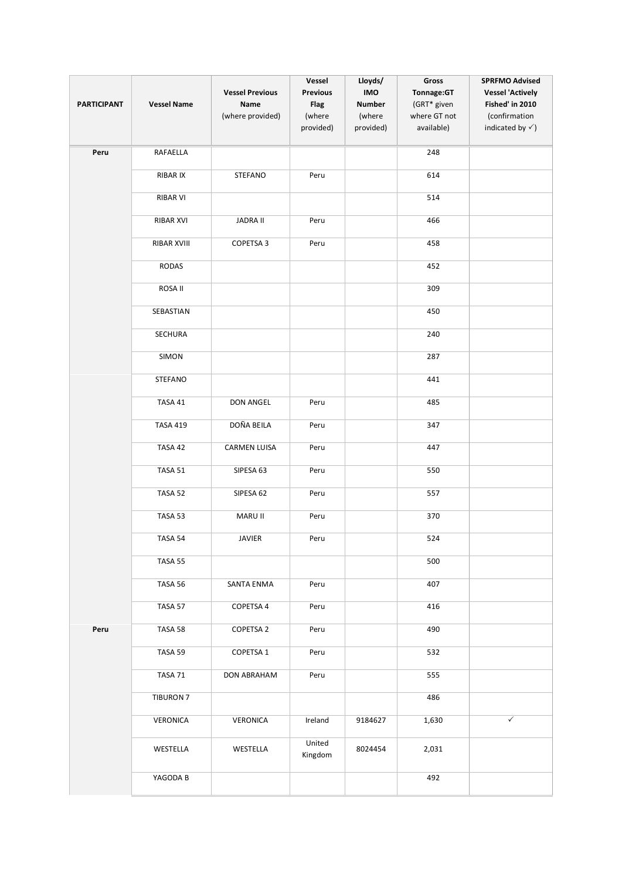| PARTICIPANT | Vessel Name | Vessel Previous Name (where provided) | Vessel Previous Flag (where provided) | Lloyds/ IMO Number (where provided) | Gross Tonnage:GT (GRT* given where GT not available) | SPRFMO Advised Vessel 'Actively Fished' in 2010 (confirmation indicated by ✓) |
|---|---|---|---|---|---|---|
| Peru | RAFAELLA | | | | 248 | |
| | RIBAR IX | STEFANO | Peru | | 614 | |
| | RIBAR VI | | | | 514 | |
| | RIBAR XVI | JADRA II | Peru | | 466 | |
| | RIBAR XVIII | COPETSA 3 | Peru | | 458 | |
| | RODAS | | | | 452 | |
| | ROSA II | | | | 309 | |
| | SEBASTIAN | | | | 450 | |
| | SECHURA | | | | 240 | |
| | SIMON | | | | 287 | |
| | STEFANO | | | | 441 | |
| | TASA 41 | DON ANGEL | Peru | | 485 | |
| | TASA 419 | DOÑA BEILA | Peru | | 347 | |
| | TASA 42 | CARMEN LUISA | Peru | | 447 | |
| | TASA 51 | SIPESA 63 | Peru | | 550 | |
| | TASA 52 | SIPESA 62 | Peru | | 557 | |
| | TASA 53 | MARU II | Peru | | 370 | |
| | TASA 54 | JAVIER | Peru | | 524 | |
| | TASA 55 | | | | 500 | |
| | TASA 56 | SANTA ENMA | Peru | | 407 | |
| | TASA 57 | COPETSA 4 | Peru | | 416 | |
| Peru | TASA 58 | COPETSA 2 | Peru | | 490 | |
| | TASA 59 | COPETSA 1 | Peru | | 532 | |
| | TASA 71 | DON ABRAHAM | Peru | | 555 | |
| | TIBURON 7 | | | | 486 | |
| | VERONICA | VERONICA | Ireland | 9184627 | 1,630 | ✓ |
| | WESTELLA | WESTELLA | United Kingdom | 8024454 | 2,031 | |
| | YAGODA B | | | | 492 | |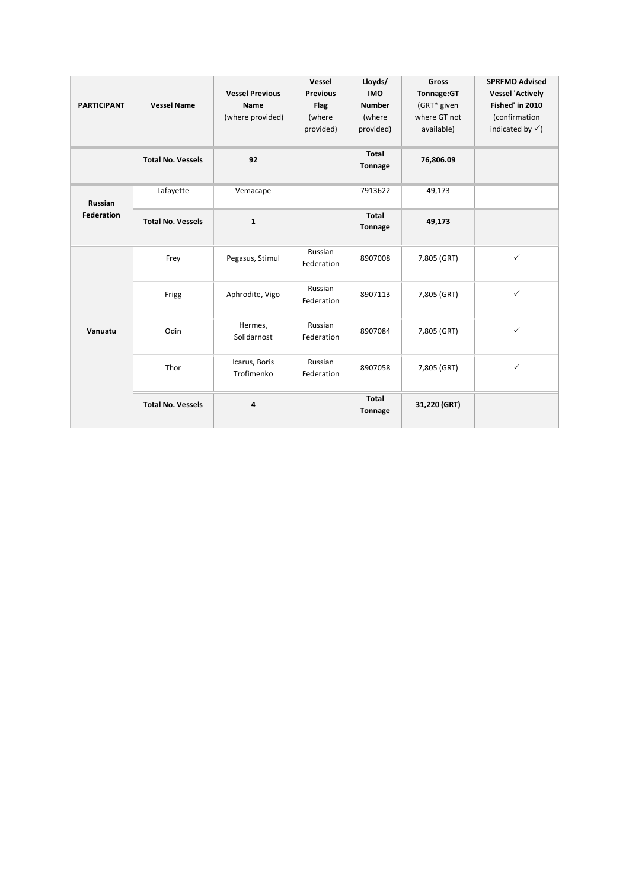| PARTICIPANT | Vessel Name | Vessel Previous Name (where provided) | Vessel Previous Flag (where provided) | Lloyds/ IMO Number (where provided) | Gross Tonnage:GT (GRT* given where GT not available) | SPRFMO Advised Vessel 'Actively Fished' in 2010 (confirmation indicated by ✓) |
|---|---|---|---|---|---|---|
| | **Total No. Vessels** | **92** | | **Total Tonnage** | **76,806.09** | |
| **Russian Federation** | Lafayette | Vemacape | | 7913622 | 49,173 | |
| | **Total No. Vessels** | **1** | | **Total Tonnage** | **49,173** | |
| **Vanuatu** | Frey | Pegasus, Stimul | Russian Federation | 8907008 | 7,805 (GRT) | ✓ |
| | Frigg | Aphrodite, Vigo | Russian Federation | 8907113 | 7,805 (GRT) | ✓ |
| | Odin | Hermes, Solidarnost | Russian Federation | 8907084 | 7,805 (GRT) | ✓ |
| | Thor | Icarus, Boris Trofimenko | Russian Federation | 8907058 | 7,805 (GRT) | ✓ |
| | **Total No. Vessels** | **4** | | **Total Tonnage** | **31,220 (GRT)** | |